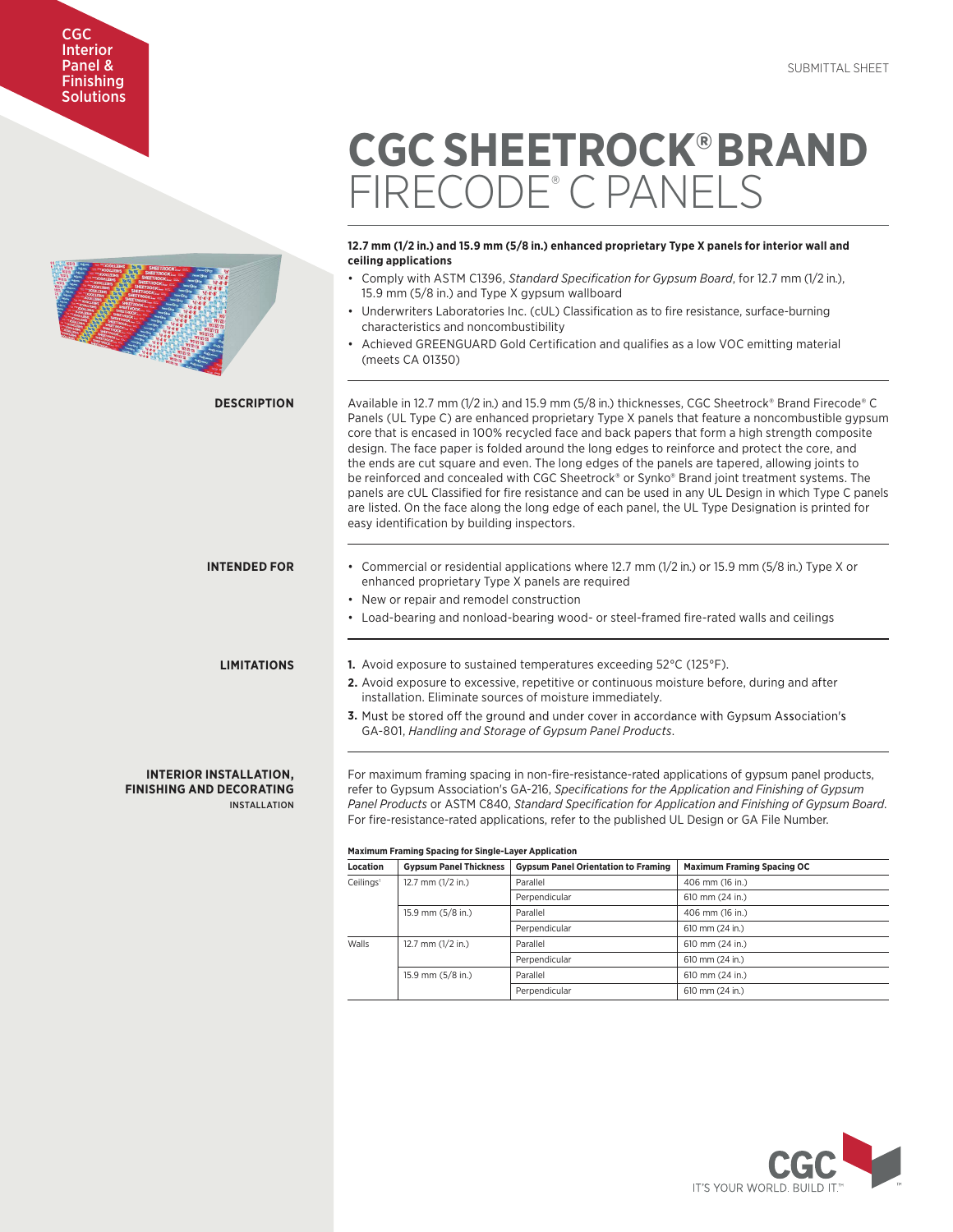SUBMITTAL SHEET

# CGC SHEETROCK® BRAND FIRECODE® C PANELS

**12.7 mm (1/2 in.) and 15.9 mm (5/8 in.) enhanced proprietary Type X panels for interior wall and ceiling applications**

- Comply with ASTM C1396, *Standard Specification for Gypsum Board*, for 12.7 mm (1/2 in.), 15.9 mm (5/8 in.) and Type X gypsum wallboard
- Underwriters Laboratories Inc. (cUL) Classification as to fire resistance, surface-burning characteristics and noncombustibility
- Achieved GREENGUARD Gold Certification and qualifies as a low VOC emitting material (meets CA 01350)

## DESCRIPTION

Available in 12.7 mm (1/2 in.) and 15.9 mm (5/8 in.) thicknesses, CGC Sheetrock® Brand Firecode® C Panels (UL Type C) are enhanced proprietary Type X panels that feature a noncombustible gypsum core that is encased in 100% recycled face and back papers that form a high strength composite design. The face paper is folded around the long edges to reinforce and protect the core, and the ends are cut square and even. The long edges of the panels are tapered, allowing joints to be reinforced and concealed with CGC Sheetrock® or Synko® Brand joint treatment systems. The panels are cUL Classified for fire resistance and can be used in any UL Design in which Type C panels are listed. On the face along the long edge of each panel, the UL Type Designation is printed for easy identification by building inspectors.

## INTENDED FOR

- Commercial or residential applications where 12.7 mm (1/2 in.) or 15.9 mm (5/8 in.) Type X or enhanced proprietary Type X panels are required
- New or repair and remodel construction
- Load-bearing and nonload-bearing wood- or steel-framed fire-rated walls and ceilings

## LIMITATIONS

1. Avoid exposure to sustained temperatures exceeding 52°C (125°F).
2. Avoid exposure to excessive, repetitive or continuous moisture before, during and after installation. Eliminate sources of moisture immediately.
3. Must be stored off the ground and under cover in accordance with Gypsum Association's GA-801, *Handling and Storage of Gypsum Panel Products*.

## INTERIOR INSTALLATION, FINISHING AND DECORATING

### INSTALLATION

For maximum framing spacing in non-fire-resistance-rated applications of gypsum panel products, refer to Gypsum Association's GA-216, *Specifications for the Application and Finishing of Gypsum Panel Products* or ASTM C840, *Standard Specification for Application and Finishing of Gypsum Board.* For fire-resistance-rated applications, refer to the published UL Design or GA File Number.

**Maximum Framing Spacing for Single-Layer Application**

| Location | Gypsum Panel Thickness | Gypsum Panel Orientation to Framing | Maximum Framing Spacing OC |
|---|---|---|---|
| Ceilings[1] | 12.7 mm (1/2 in.) | Parallel | 406 mm (16 in.) |
| | | Perpendicular | 610 mm (24 in.) |
| | 15.9 mm (5/8 in.) | Parallel | 406 mm (16 in.) |
| | | Perpendicular | 610 mm (24 in.) |
| Walls | 12.7 mm (1/2 in.) | Parallel | 610 mm (24 in.) |
| | | Perpendicular | 610 mm (24 in.) |
| | 15.9 mm (5/8 in.) | Parallel | 610 mm (24 in.) |
| | | Perpendicular | 610 mm (24 in.) |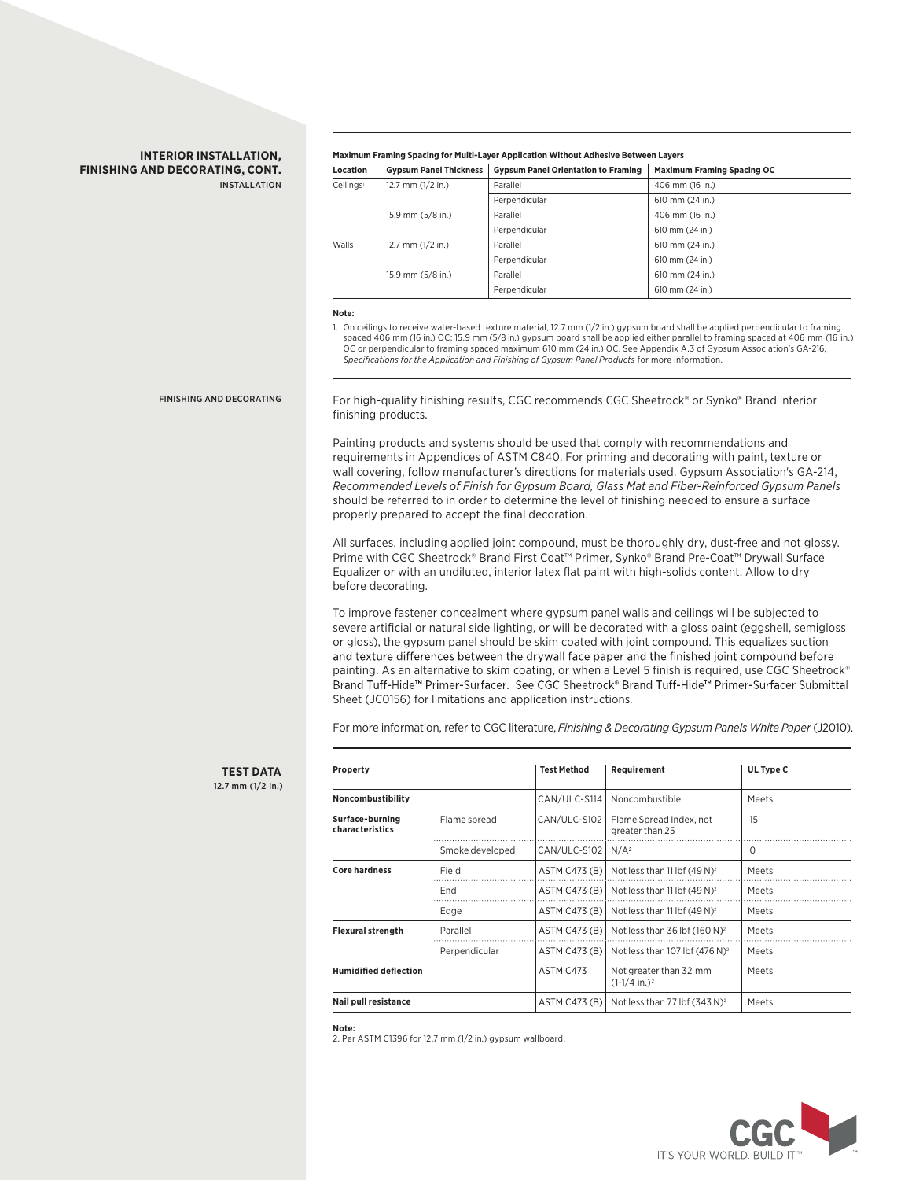## INTERIOR INSTALLATION, FINISHING AND DECORATING, CONT.

### INSTALLATION

**Maximum Framing Spacing for Multi-Layer Application Without Adhesive Between Layers**

| Location | Gypsum Panel Thickness | Gypsum Panel Orientation to Framing | Maximum Framing Spacing OC |
|---|---|---|---|
| Ceilings[1] | 12.7 mm (1/2 in.) | Parallel | 406 mm (16 in.) |
| | | Perpendicular | 610 mm (24 in.) |
| | 15.9 mm (5/8 in.) | Parallel | 406 mm (16 in.) |
| | | Perpendicular | 610 mm (24 in.) |
| Walls | 12.7 mm (1/2 in.) | Parallel | 610 mm (24 in.) |
| | | Perpendicular | 610 mm (24 in.) |
| | 15.9 mm (5/8 in.) | Parallel | 610 mm (24 in.) |
| | | Perpendicular | 610 mm (24 in.) |

**Note:**

1. On ceilings to receive water-based texture material, 12.7 mm (1/2 in.) gypsum board shall be applied perpendicular to framing spaced 406 mm (16 in.) OC; 15.9 mm (5/8 in.) gypsum board shall be applied either parallel to framing spaced at 406 mm (16 in.) OC or perpendicular to framing spaced maximum 610 mm (24 in.) OC. See Appendix A.3 of Gypsum Association's GA-216, *Specifications for the Application and Finishing of Gypsum Panel Products* for more information.

### FINISHING AND DECORATING

For high-quality finishing results, CGC recommends CGC Sheetrock® or Synko® Brand interior finishing products.

Painting products and systems should be used that comply with recommendations and requirements in Appendices of ASTM C840. For priming and decorating with paint, texture or wall covering, follow manufacturer's directions for materials used. Gypsum Association's GA-214, *Recommended Levels of Finish for Gypsum Board, Glass Mat and Fiber-Reinforced Gypsum Panels* should be referred to in order to determine the level of finishing needed to ensure a surface properly prepared to accept the final decoration.

All surfaces, including applied joint compound, must be thoroughly dry, dust-free and not glossy. Prime with CGC Sheetrock® Brand First Coat™ Primer, Synko® Brand Pre-Coat™ Drywall Surface Equalizer or with an undiluted, interior latex flat paint with high-solids content. Allow to dry before decorating.

To improve fastener concealment where gypsum panel walls and ceilings will be subjected to severe artificial or natural side lighting, or will be decorated with a gloss paint (eggshell, semigloss or gloss), the gypsum panel should be skim coated with joint compound. This equalizes suction and texture differences between the drywall face paper and the finished joint compound before painting. As an alternative to skim coating, or when a Level 5 finish is required, use CGC Sheetrock® Brand Tuff-Hide™ Primer-Surfacer. See CGC Sheetrock® Brand Tuff-Hide™ Primer-Surfacer Submittal Sheet (JC0156) for limitations and application instructions.

For more information, refer to CGC literature, *Finishing & Decorating Gypsum Panels White Paper* (J2010).

## TEST DATA

12.7 mm (1/2 in.)

| Property | | Test Method | Requirement | UL Type C |
|---|---|---|---|---|
| **Noncombustibility** | | CAN/ULC-S114 | Noncombustible | Meets |
| **Surface-burning characteristics** | Flame spread | CAN/ULC-S102 | Flame Spread Index, not greater than 25 | 15 |
| | Smoke developed | CAN/ULC-S102 | N/A[2] | 0 |
| **Core hardness** | Field | ASTM C473 (B) | Not less than 11 lbf (49 N)[2] | Meets |
| | End | ASTM C473 (B) | Not less than 11 lbf (49 N)[2] | Meets |
| | Edge | ASTM C473 (B) | Not less than 11 lbf (49 N)[2] | Meets |
| **Flexural strength** | Parallel | ASTM C473 (B) | Not less than 36 lbf (160 N)[2] | Meets |
| | Perpendicular | ASTM C473 (B) | Not less than 107 lbf (476 N)[2] | Meets |
| **Humidified deflection** | | ASTM C473 | Not greater than 32 mm (1-1/4 in.)[2] | Meets |
| **Nail pull resistance** | | ASTM C473 (B) | Not less than 77 lbf (343 N)[2] | Meets |

**Note:**

2. Per ASTM C1396 for 12.7 mm (1/2 in.) gypsum wallboard.

CGC IT'S YOUR WORLD. BUILD IT.™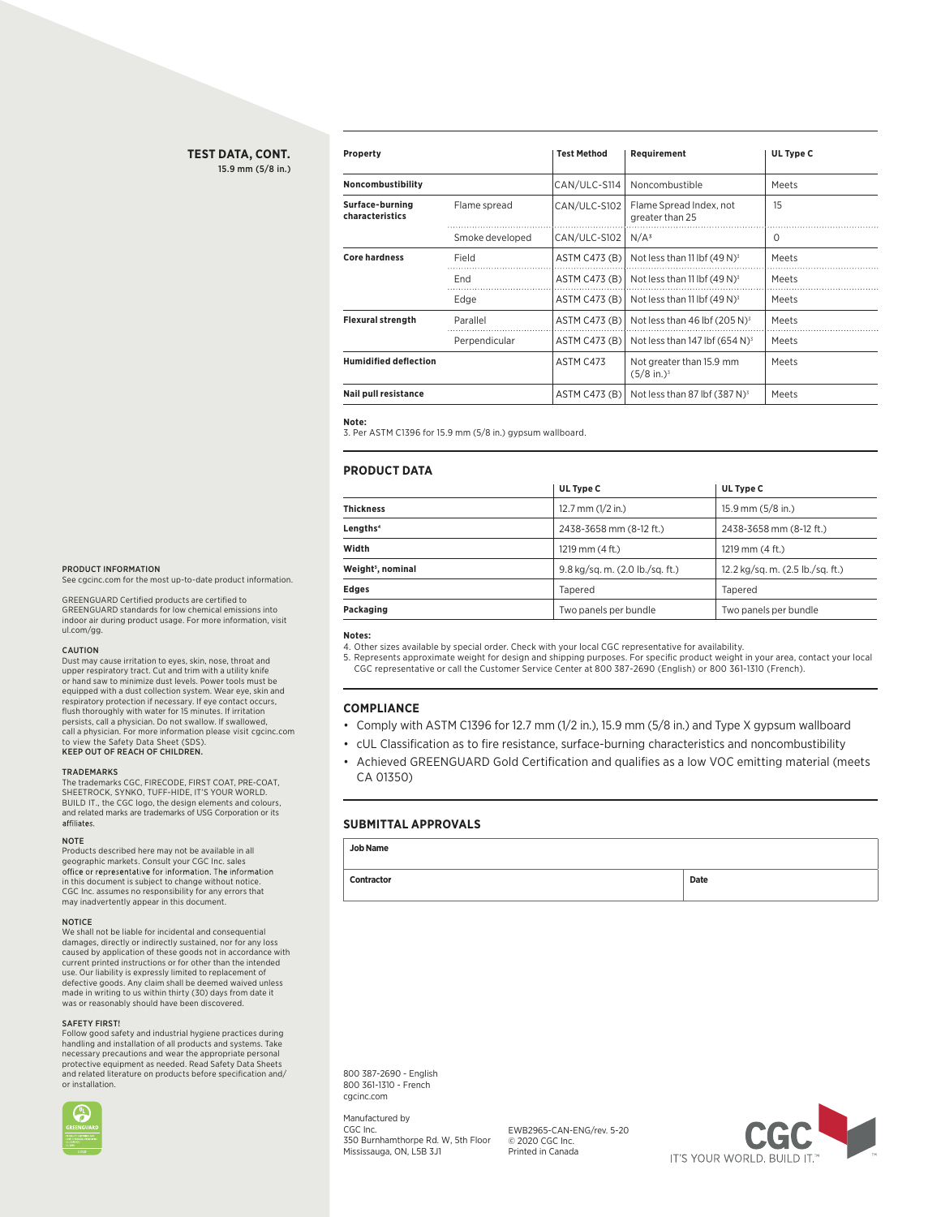## TEST DATA, CONT.

15.9 mm (5/8 in.)

| Property | | Test Method | Requirement | UL Type C |
|---|---|---|---|---|
| **Noncombustibility** | | CAN/ULC-S114 | Noncombustible | Meets |
| **Surface-burning characteristics** | Flame spread | CAN/ULC-S102 | Flame Spread Index, not greater than 25 | 15 |
| | Smoke developed | CAN/ULC-S102 | N/A[3] | 0 |
| **Core hardness** | Field | ASTM C473 (B) | Not less than 11 lbf (49 N)[3] | Meets |
| | End | ASTM C473 (B) | Not less than 11 lbf (49 N)[3] | Meets |
| | Edge | ASTM C473 (B) | Not less than 11 lbf (49 N)[3] | Meets |
| **Flexural strength** | Parallel | ASTM C473 (B) | Not less than 46 lbf (205 N)[3] | Meets |
| | Perpendicular | ASTM C473 (B) | Not less than 147 lbf (654 N)[3] | Meets |
| **Humidified deflection** | | ASTM C473 | Not greater than 15.9 mm (5/8 in.)[3] | Meets |
| **Nail pull resistance** | | ASTM C473 (B) | Not less than 87 lbf (387 N)[3] | Meets |

**Note:**
3. Per ASTM C1396 for 15.9 mm (5/8 in.) gypsum wallboard.

## PRODUCT DATA

| | UL Type C | UL Type C |
|---|---|---|
| **Thickness** | 12.7 mm (1/2 in.) | 15.9 mm (5/8 in.) |
| **Lengths[4]** | 2438-3658 mm (8-12 ft.) | 2438-3658 mm (8-12 ft.) |
| **Width** | 1219 mm (4 ft.) | 1219 mm (4 ft.) |
| **Weight[5], nominal** | 9.8 kg/sq. m. (2.0 lb./sq. ft.) | 12.2 kg/sq. m. (2.5 lb./sq. ft.) |
| **Edges** | Tapered | Tapered |
| **Packaging** | Two panels per bundle | Two panels per bundle |

**Notes:**
4. Other sizes available by special order. Check with your local CGC representative for availability.
5. Represents approximate weight for design and shipping purposes. For specific product weight in your area, contact your local CGC representative or call the Customer Service Center at 800 387-2690 (English) or 800 361-1310 (French).

## COMPLIANCE

- Comply with ASTM C1396 for 12.7 mm (1/2 in.), 15.9 mm (5/8 in.) and Type X gypsum wallboard
- cUL Classification as to fire resistance, surface-burning characteristics and noncombustibility
- Achieved GREENGUARD Gold Certification and qualifies as a low VOC emitting material (meets CA 01350)

## SUBMITTAL APPROVALS

| Job Name | |
|---|---|
| **Contractor** | **Date** |

### PRODUCT INFORMATION

See cgcinc.com for the most up-to-date product information.

GREENGUARD Certified products are certified to GREENGUARD standards for low chemical emissions into indoor air during product usage. For more information, visit ul.com/gg.

### CAUTION

Dust may cause irritation to eyes, skin, nose, throat and upper respiratory tract. Cut and trim with a utility knife or hand saw to minimize dust levels. Power tools must be equipped with a dust collection system. Wear eye, skin and respiratory protection if necessary. If eye contact occurs, flush thoroughly with water for 15 minutes. If irritation persists, call a physician. Do not swallow. If swallowed, call a physician. For more information please visit cgcinc.com to view the Safety Data Sheet (SDS).
**KEEP OUT OF REACH OF CHILDREN.**

### TRADEMARKS

The trademarks CGC, FIRECODE, FIRST COAT, PRE-COAT, SHEETROCK, SYNKO, TUFF-HIDE, IT'S YOUR WORLD. BUILD IT., the CGC logo, the design elements and colours, and related marks are trademarks of USG Corporation or its affiliates.

### NOTE

Products described here may not be available in all geographic markets. Consult your CGC Inc. sales office or representative for information. The information in this document is subject to change without notice. CGC Inc. assumes no responsibility for any errors that may inadvertently appear in this document.

### NOTICE

We shall not be liable for incidental and consequential damages, directly or indirectly sustained, nor for any loss caused by application of these goods not in accordance with current printed instructions or for other than the intended use. Our liability is expressly limited to replacement of defective goods. Any claim shall be deemed waived unless made in writing to us within thirty (30) days from date it was or reasonably should have been discovered.

### SAFETY FIRST!

Follow good safety and industrial hygiene practices during handling and installation of all products and systems. Take necessary precautions and wear the appropriate personal protective equipment as needed. Read Safety Data Sheets and related literature on products before specification and/or installation.

800 387-2690 - English
800 361-1310 - French
cgcinc.com

Manufactured by
CGC Inc.
350 Burnhamthorpe Rd. W, 5th Floor
Mississauga, ON, L5B 3J1

EWB2965-CAN-ENG/rev. 5-20
© 2020 CGC Inc.
Printed in Canada

CGC
IT'S YOUR WORLD. BUILD IT.™